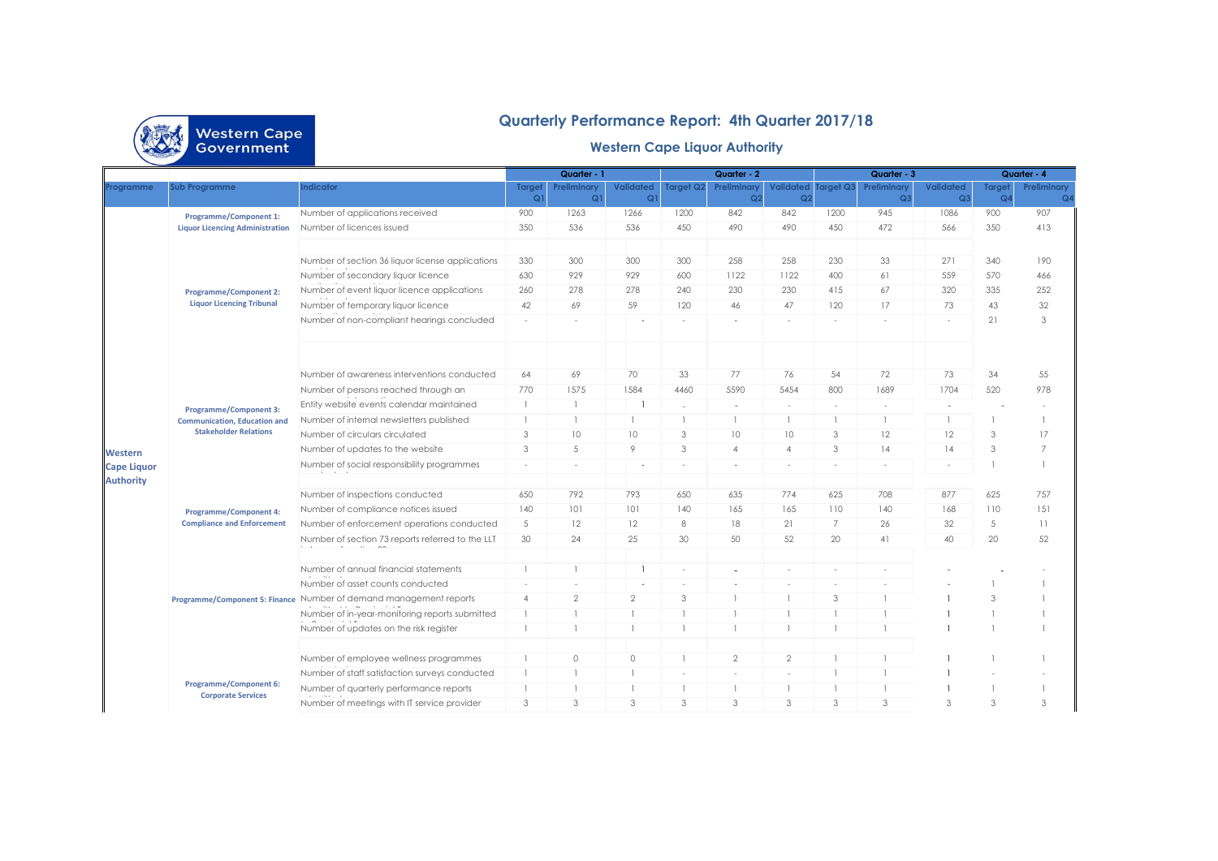# Quarterly Performance Report: 4th Quarter 2017/18

## Western Cape Liquor Authority

| Programme | Sub Programme | Indicator | Quarter - 1 | | | Quarter - 2 | | | Quarter - 3 | | | Quarter - 4 | |
|---|---|---|---|---|---|---|---|---|---|---|---|---|---|
| | | | Target Q1 | Preliminary Q1 | Validated Q1 | Target Q2 | Preliminary Q2 | Validated Q2 | Target Q3 | Preliminary Q3 | Validated Q3 | Target Q4 | Preliminary Q4 |
| Western Cape Liquor Authority | Programme/Component 1: Liquor Licencing Administration | Number of applications received | 900 | 1263 | 1266 | 1200 | 842 | 842 | 1200 | 945 | 1086 | 900 | 907 |
| | | Number of licences issued | 350 | 536 | 536 | 450 | 490 | 490 | 450 | 472 | 566 | 350 | 413 |
| | Programme/Component 2: Liquor Licencing Tribunal | Number of section 36 liquor license applications | 330 | 300 | 300 | 300 | 258 | 258 | 230 | 33 | 271 | 340 | 190 |
| | | Number of secondary liquor licence | 630 | 929 | 929 | 600 | 1122 | 1122 | 400 | 61 | 559 | 570 | 466 |
| | | Number of event liquor licence applications | 260 | 278 | 278 | 240 | 230 | 230 | 415 | 67 | 320 | 335 | 252 |
| | | Number of temporary liquor licence | 42 | 69 | 59 | 120 | 46 | 47 | 120 | 17 | 73 | 43 | 32 |
| | | Number of non-compliant hearings concluded | - | - | - | - | - | - | - | - | - | 21 | 3 |
| | Programme/Component 3: Communication, Education and Stakeholder Relations | Number of awareness interventions conducted | 64 | 69 | 70 | 33 | 77 | 76 | 54 | 72 | 73 | 34 | 55 |
| | | Number of persons reached through an | 770 | 1575 | 1584 | 4460 | 5590 | 5454 | 800 | 1689 | 1704 | 520 | 978 |
| | | Entity website events calendar maintained | 1 | 1 | 1 | - | - | - | - | - | - | - | - |
| | | Number of internal newsletters published | 1 | 1 | 1 | 1 | 1 | 1 | 1 | 1 | 1 | 1 | 1 |
| | | Number of circulars circulated | 3 | 10 | 10 | 3 | 10 | 10 | 3 | 12 | 12 | 3 | 17 |
| | | Number of updates to the website | 3 | 5 | 9 | 3 | 4 | 4 | 3 | 14 | 14 | 3 | 7 |
| | | Number of social responsibility programmes | - | - | - | - | - | - | - | - | - | 1 | 1 |
| | Programme/Component 4: Compliance and Enforcement | Number of inspections conducted | 650 | 792 | 793 | 650 | 635 | 774 | 625 | 708 | 877 | 625 | 757 |
| | | Number of compliance notices issued | 140 | 101 | 101 | 140 | 165 | 165 | 110 | 140 | 168 | 110 | 151 |
| | | Number of enforcement operations conducted | 5 | 12 | 12 | 8 | 18 | 21 | 7 | 26 | 32 | 5 | 11 |
| | | Number of section 73 reports referred to the LLT | 30 | 24 | 25 | 30 | 50 | 52 | 20 | 41 | 40 | 20 | 52 |
| | Programme/Component 5: Finance | Number of annual financial statements | 1 | 1 | 1 | - | - | - | - | - | - | - | - |
| | | Number of asset counts conducted | - | - | - | - | - | - | - | - | - | 1 | 1 |
| | | Number of demand management reports | 4 | 2 | 2 | 3 | 1 | 1 | 3 | 1 | 1 | 3 | 1 |
| | | Number of in-year-monitoring reports submitted | 1 | 1 | 1 | 1 | 1 | 1 | 1 | 1 | 1 | 1 | 1 |
| | | Number of updates on the risk register | 1 | 1 | 1 | 1 | 1 | 1 | 1 | 1 | 1 | 1 | 1 |
| | Programme/Component 6: Corporate Services | Number of employee wellness programmes | 1 | 0 | 0 | 1 | 2 | 2 | 1 | 1 | 1 | 1 | 1 |
| | | Number of staff satisfaction surveys conducted | 1 | 1 | 1 | - | - | - | 1 | 1 | 1 | - | - |
| | | Number of quarterly performance reports | 1 | 1 | 1 | 1 | 1 | 1 | 1 | 1 | 1 | 1 | 1 |
| | | Number of meetings with IT service provider | 3 | 3 | 3 | 3 | 3 | 3 | 3 | 3 | 3 | 3 | 3 |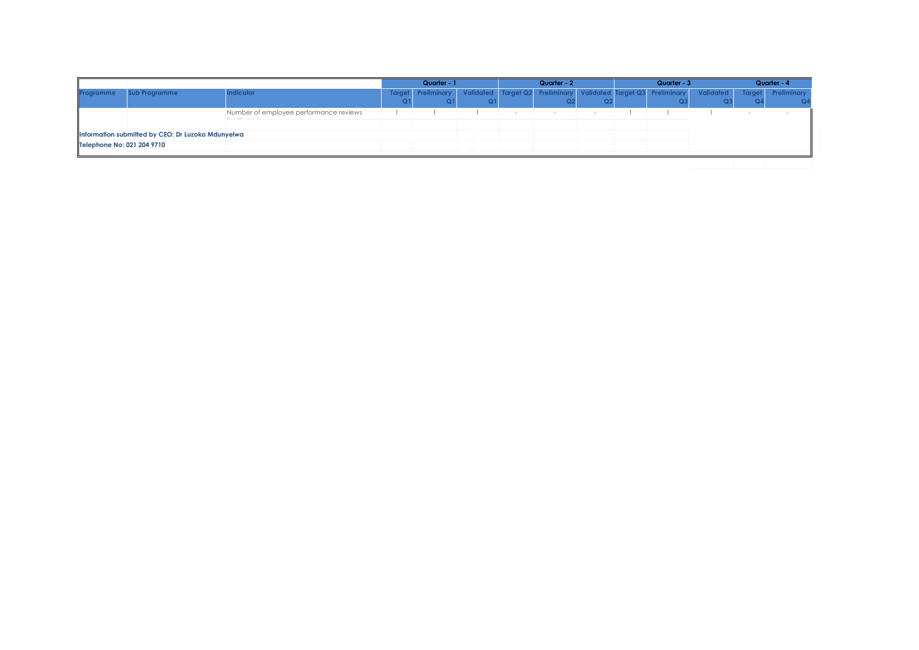| | | | Quarter - 1 | | | Quarter - 2 | | | Quarter - 3 | | | Quarter - 4 | |
|---|---|---|---|---|---|---|---|---|---|---|---|---|---|
| Programme | Sub Programme | Indicator | Target Q1 | Preliminary Q1 | Validated Q1 | Target Q2 | Preliminary Q2 | Validated Q2 | Target Q3 | Preliminary Q3 | Validated Q3 | Target Q4 | Preliminary Q4 |
| | | Number of employee performance reviews | 1 | 1 | 1 | - | - | - | 1 | 1 | 1 | - | - |

**Information submitted by CEO: Dr Luzoko Mdunyelwa**

**Telephone No: 021 204 9710**